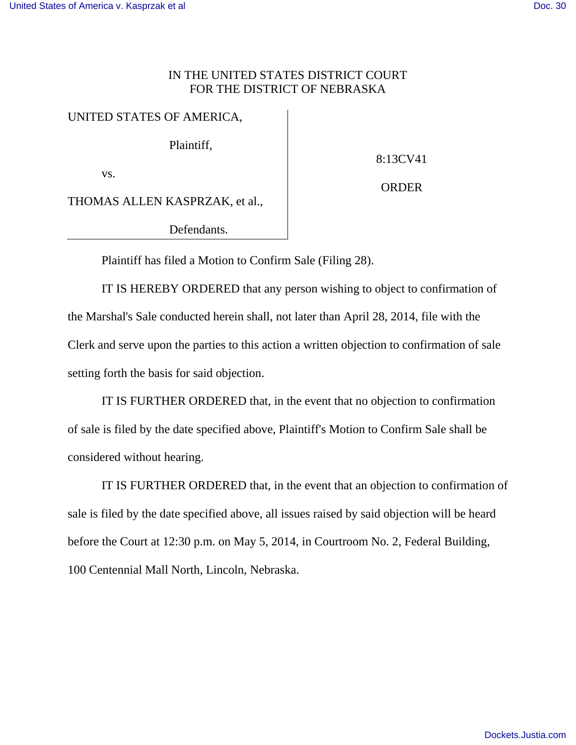IN THE UNITED STATES DISTRICT COURT
FOR THE DISTRICT OF NEBRASKA

| | |
|---|---|
| UNITED STATES OF AMERICA,<br><br>Plaintiff,<br><br>vs.<br><br>THOMAS ALLEN KASPRZAK, et al.,<br><br>Defendants. | 8:13CV41<br><br>ORDER |

Plaintiff has filed a Motion to Confirm Sale (Filing 28).

IT IS HEREBY ORDERED that any person wishing to object to confirmation of the Marshal's Sale conducted herein shall, not later than April 28, 2014, file with the Clerk and serve upon the parties to this action a written objection to confirmation of sale setting forth the basis for said objection.

IT IS FURTHER ORDERED that, in the event that no objection to confirmation of sale is filed by the date specified above, Plaintiff's Motion to Confirm Sale shall be considered without hearing.

IT IS FURTHER ORDERED that, in the event that an objection to confirmation of sale is filed by the date specified above, all issues raised by said objection will be heard before the Court at 12:30 p.m. on May 5, 2014, in Courtroom No. 2, Federal Building, 100 Centennial Mall North, Lincoln, Nebraska.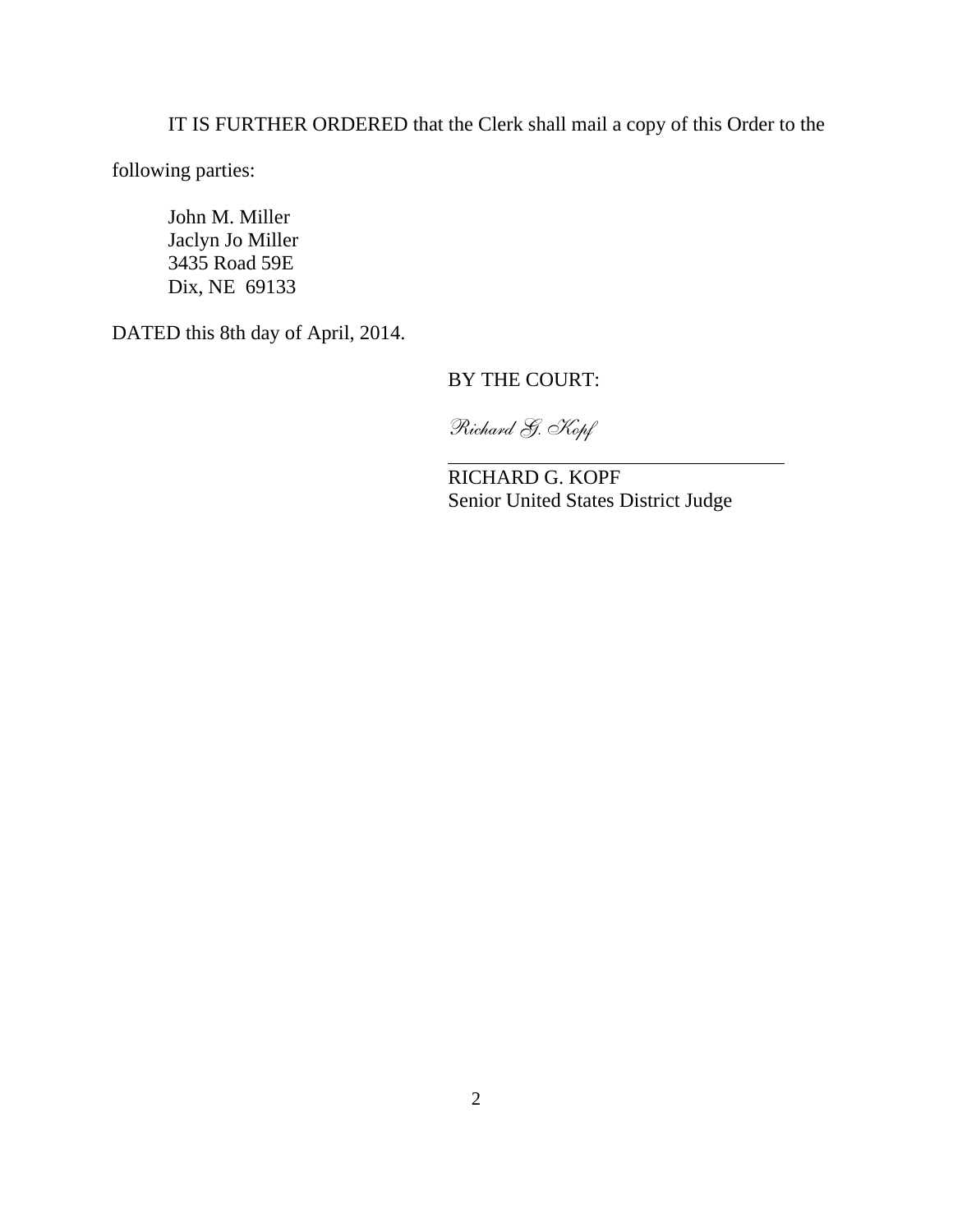IT IS FURTHER ORDERED that the Clerk shall mail a copy of this Order to the following parties:

John M. Miller
Jaclyn Jo Miller
3435 Road 59E
Dix, NE 69133

DATED this 8th day of April, 2014.

BY THE COURT:

*Richard G. Kopf*

RICHARD G. KOPF
Senior United States District Judge